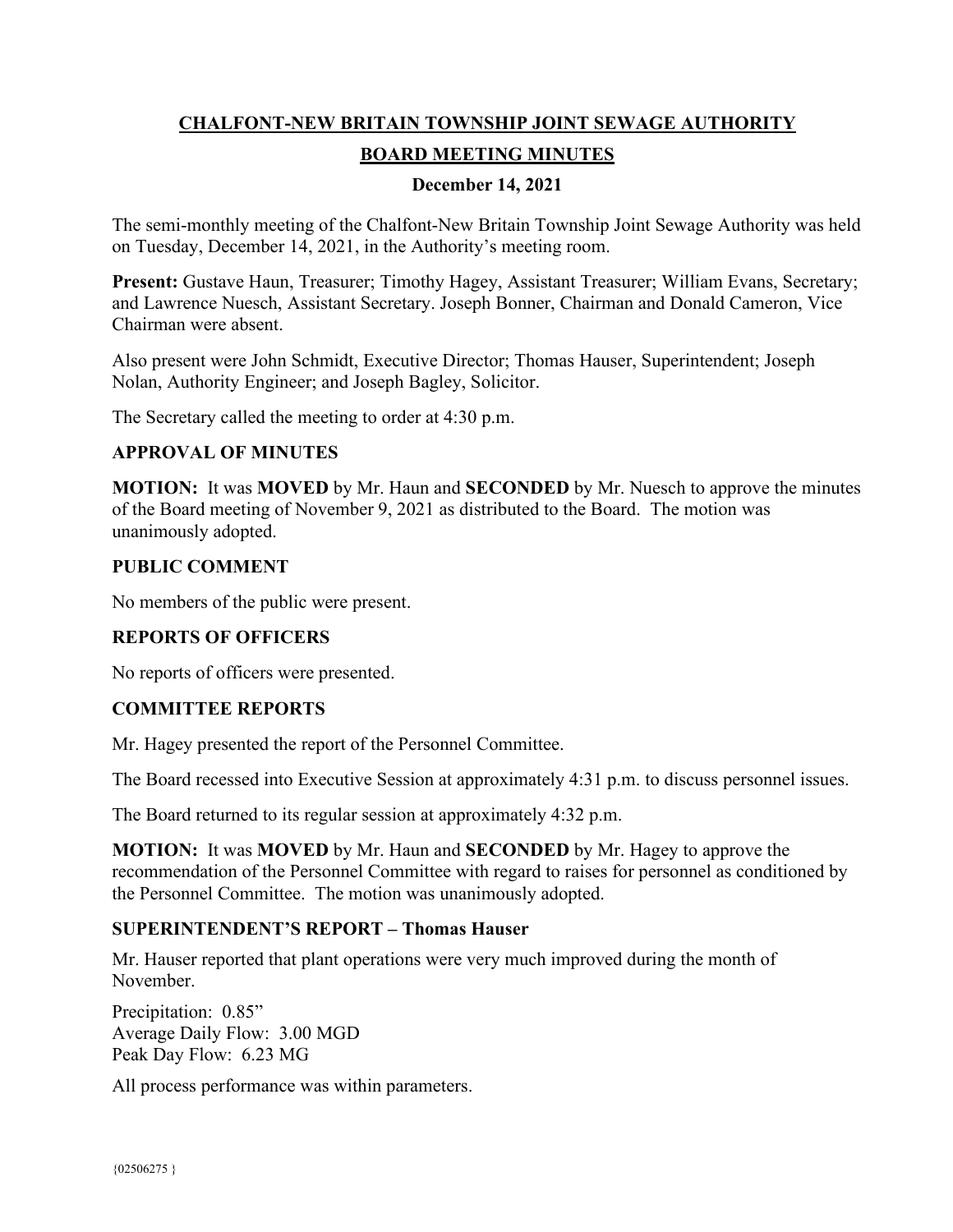# CHALFONT-NEW BRITAIN TOWNSHIP JOINT SEWAGE AUTHORITY

## BOARD MEETING MINUTES

### December 14, 2021

The semi-monthly meeting of the Chalfont-New Britain Township Joint Sewage Authority was held on Tuesday, December 14, 2021, in the Authority's meeting room.

**Present:** Gustave Haun, Treasurer; Timothy Hagey, Assistant Treasurer; William Evans, Secretary; and Lawrence Nuesch, Assistant Secretary. Joseph Bonner, Chairman and Donald Cameron, Vice Chairman were absent.

Also present were John Schmidt, Executive Director; Thomas Hauser, Superintendent; Joseph Nolan, Authority Engineer; and Joseph Bagley, Solicitor.

The Secretary called the meeting to order at 4:30 p.m.

### APPROVAL OF MINUTES

**MOTION:** It was **MOVED** by Mr. Haun and **SECONDED** by Mr. Nuesch to approve the minutes of the Board meeting of November 9, 2021 as distributed to the Board. The motion was unanimously adopted.

### PUBLIC COMMENT

No members of the public were present.

### REPORTS OF OFFICERS

No reports of officers were presented.

### COMMITTEE REPORTS

Mr. Hagey presented the report of the Personnel Committee.

The Board recessed into Executive Session at approximately 4:31 p.m. to discuss personnel issues.

The Board returned to its regular session at approximately 4:32 p.m.

**MOTION:** It was **MOVED** by Mr. Haun and **SECONDED** by Mr. Hagey to approve the recommendation of the Personnel Committee with regard to raises for personnel as conditioned by the Personnel Committee. The motion was unanimously adopted.

### SUPERINTENDENT'S REPORT – Thomas Hauser

Mr. Hauser reported that plant operations were very much improved during the month of November.

Precipitation: 0.85"
Average Daily Flow: 3.00 MGD
Peak Day Flow: 6.23 MG

All process performance was within parameters.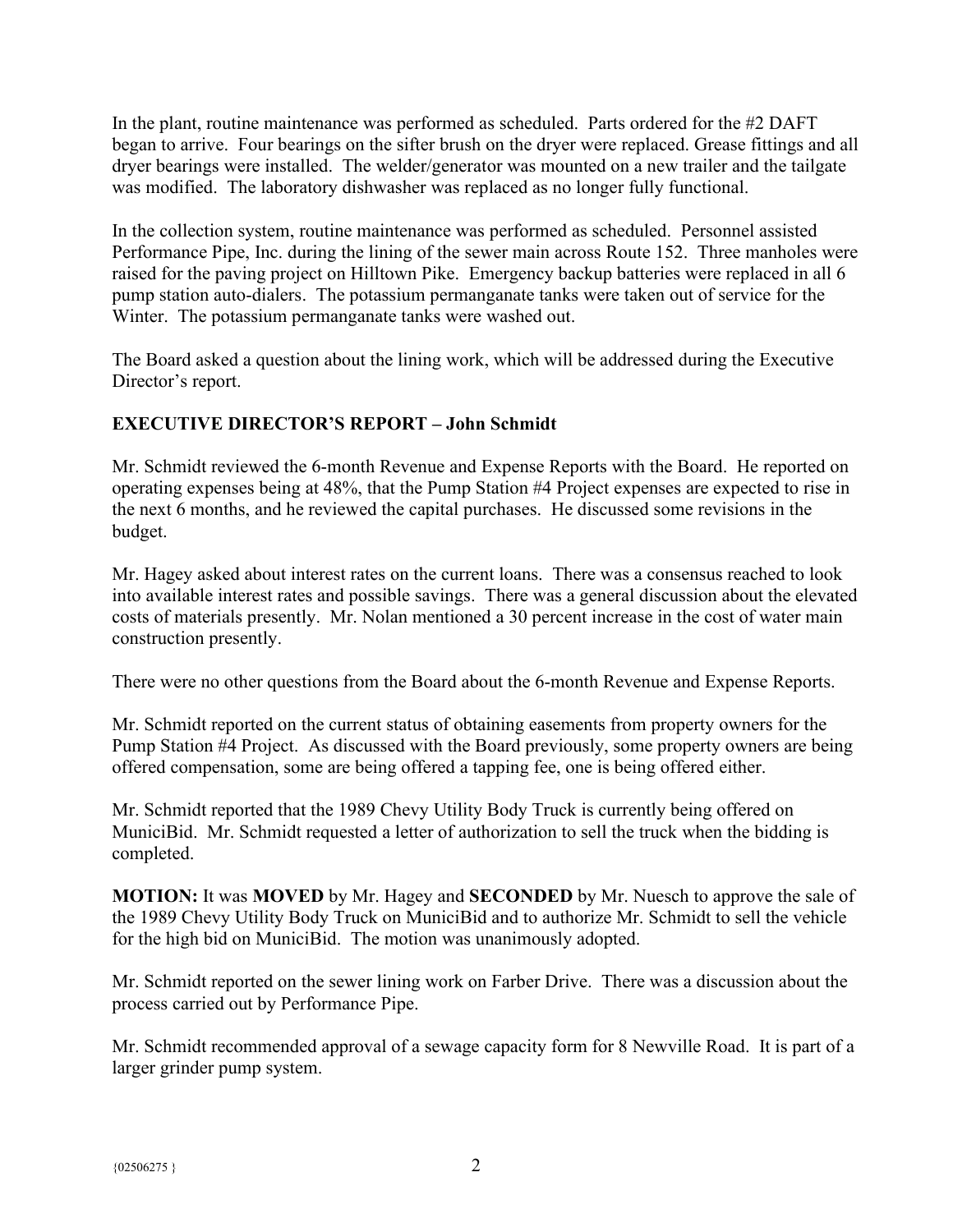In the plant, routine maintenance was performed as scheduled. Parts ordered for the #2 DAFT began to arrive. Four bearings on the sifter brush on the dryer were replaced. Grease fittings and all dryer bearings were installed. The welder/generator was mounted on a new trailer and the tailgate was modified. The laboratory dishwasher was replaced as no longer fully functional.

In the collection system, routine maintenance was performed as scheduled. Personnel assisted Performance Pipe, Inc. during the lining of the sewer main across Route 152. Three manholes were raised for the paving project on Hilltown Pike. Emergency backup batteries were replaced in all 6 pump station auto-dialers. The potassium permanganate tanks were taken out of service for the Winter. The potassium permanganate tanks were washed out.

The Board asked a question about the lining work, which will be addressed during the Executive Director's report.

**EXECUTIVE DIRECTOR'S REPORT – John Schmidt**

Mr. Schmidt reviewed the 6-month Revenue and Expense Reports with the Board. He reported on operating expenses being at 48%, that the Pump Station #4 Project expenses are expected to rise in the next 6 months, and he reviewed the capital purchases. He discussed some revisions in the budget.

Mr. Hagey asked about interest rates on the current loans. There was a consensus reached to look into available interest rates and possible savings. There was a general discussion about the elevated costs of materials presently. Mr. Nolan mentioned a 30 percent increase in the cost of water main construction presently.

There were no other questions from the Board about the 6-month Revenue and Expense Reports.

Mr. Schmidt reported on the current status of obtaining easements from property owners for the Pump Station #4 Project. As discussed with the Board previously, some property owners are being offered compensation, some are being offered a tapping fee, one is being offered either.

Mr. Schmidt reported that the 1989 Chevy Utility Body Truck is currently being offered on MuniciBid. Mr. Schmidt requested a letter of authorization to sell the truck when the bidding is completed.

**MOTION:** It was **MOVED** by Mr. Hagey and **SECONDED** by Mr. Nuesch to approve the sale of the 1989 Chevy Utility Body Truck on MuniciBid and to authorize Mr. Schmidt to sell the vehicle for the high bid on MuniciBid. The motion was unanimously adopted.

Mr. Schmidt reported on the sewer lining work on Farber Drive. There was a discussion about the process carried out by Performance Pipe.

Mr. Schmidt recommended approval of a sewage capacity form for 8 Newville Road. It is part of a larger grinder pump system.

{02506275 }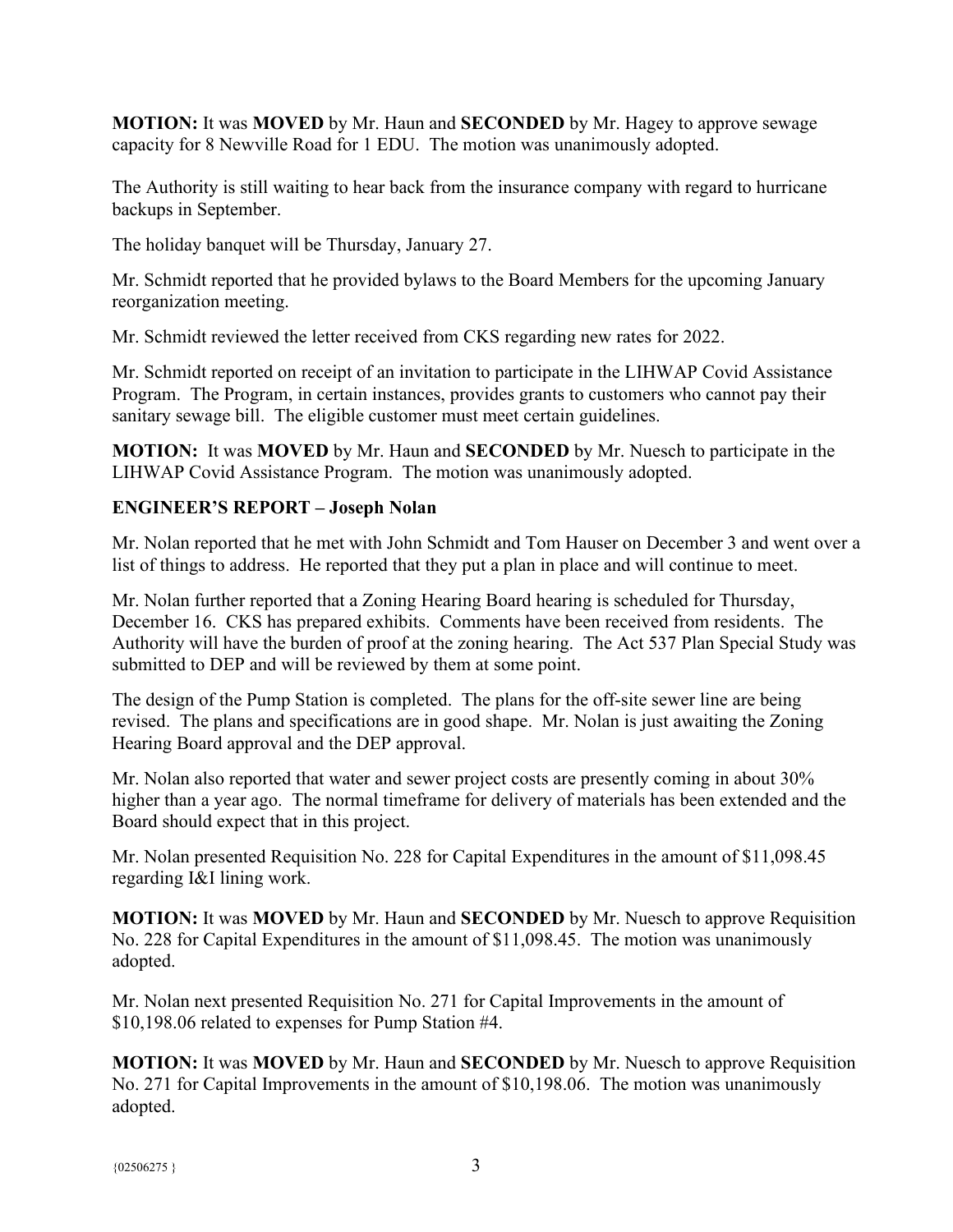**MOTION:** It was **MOVED** by Mr. Haun and **SECONDED** by Mr. Hagey to approve sewage capacity for 8 Newville Road for 1 EDU. The motion was unanimously adopted.

The Authority is still waiting to hear back from the insurance company with regard to hurricane backups in September.

The holiday banquet will be Thursday, January 27.

Mr. Schmidt reported that he provided bylaws to the Board Members for the upcoming January reorganization meeting.

Mr. Schmidt reviewed the letter received from CKS regarding new rates for 2022.

Mr. Schmidt reported on receipt of an invitation to participate in the LIHWAP Covid Assistance Program. The Program, in certain instances, provides grants to customers who cannot pay their sanitary sewage bill. The eligible customer must meet certain guidelines.

**MOTION:** It was **MOVED** by Mr. Haun and **SECONDED** by Mr. Nuesch to participate in the LIHWAP Covid Assistance Program. The motion was unanimously adopted.

**ENGINEER'S REPORT – Joseph Nolan**

Mr. Nolan reported that he met with John Schmidt and Tom Hauser on December 3 and went over a list of things to address. He reported that they put a plan in place and will continue to meet.

Mr. Nolan further reported that a Zoning Hearing Board hearing is scheduled for Thursday, December 16. CKS has prepared exhibits. Comments have been received from residents. The Authority will have the burden of proof at the zoning hearing. The Act 537 Plan Special Study was submitted to DEP and will be reviewed by them at some point.

The design of the Pump Station is completed. The plans for the off-site sewer line are being revised. The plans and specifications are in good shape. Mr. Nolan is just awaiting the Zoning Hearing Board approval and the DEP approval.

Mr. Nolan also reported that water and sewer project costs are presently coming in about 30% higher than a year ago. The normal timeframe for delivery of materials has been extended and the Board should expect that in this project.

Mr. Nolan presented Requisition No. 228 for Capital Expenditures in the amount of $11,098.45 regarding I&I lining work.

**MOTION:** It was **MOVED** by Mr. Haun and **SECONDED** by Mr. Nuesch to approve Requisition No. 228 for Capital Expenditures in the amount of $11,098.45. The motion was unanimously adopted.

Mr. Nolan next presented Requisition No. 271 for Capital Improvements in the amount of $10,198.06 related to expenses for Pump Station #4.

**MOTION:** It was **MOVED** by Mr. Haun and **SECONDED** by Mr. Nuesch to approve Requisition No. 271 for Capital Improvements in the amount of $10,198.06. The motion was unanimously adopted.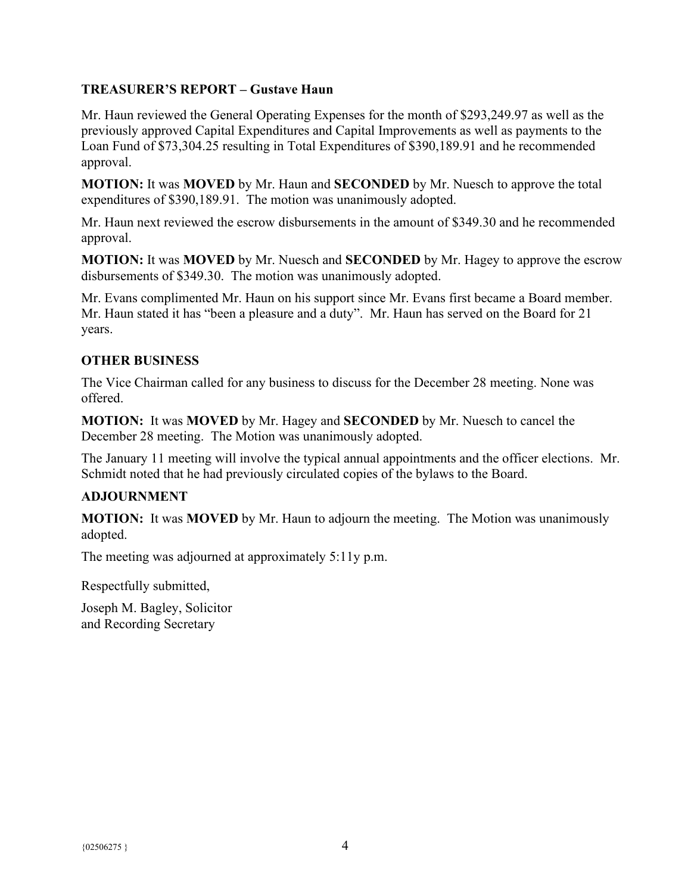**TREASURER'S REPORT – Gustave Haun**

Mr. Haun reviewed the General Operating Expenses for the month of $293,249.97 as well as the previously approved Capital Expenditures and Capital Improvements as well as payments to the Loan Fund of $73,304.25 resulting in Total Expenditures of $390,189.91 and he recommended approval.

**MOTION:** It was **MOVED** by Mr. Haun and **SECONDED** by Mr. Nuesch to approve the total expenditures of $390,189.91. The motion was unanimously adopted.

Mr. Haun next reviewed the escrow disbursements in the amount of $349.30 and he recommended approval.

**MOTION:** It was **MOVED** by Mr. Nuesch and **SECONDED** by Mr. Hagey to approve the escrow disbursements of $349.30. The motion was unanimously adopted.

Mr. Evans complimented Mr. Haun on his support since Mr. Evans first became a Board member. Mr. Haun stated it has "been a pleasure and a duty". Mr. Haun has served on the Board for 21 years.

**OTHER BUSINESS**

The Vice Chairman called for any business to discuss for the December 28 meeting. None was offered.

**MOTION:** It was **MOVED** by Mr. Hagey and **SECONDED** by Mr. Nuesch to cancel the December 28 meeting. The Motion was unanimously adopted.

The January 11 meeting will involve the typical annual appointments and the officer elections. Mr. Schmidt noted that he had previously circulated copies of the bylaws to the Board.

**ADJOURNMENT**

**MOTION:** It was **MOVED** by Mr. Haun to adjourn the meeting. The Motion was unanimously adopted.

The meeting was adjourned at approximately 5:11y p.m.

Respectfully submitted,

Joseph M. Bagley, Solicitor
and Recording Secretary

{02506275 }